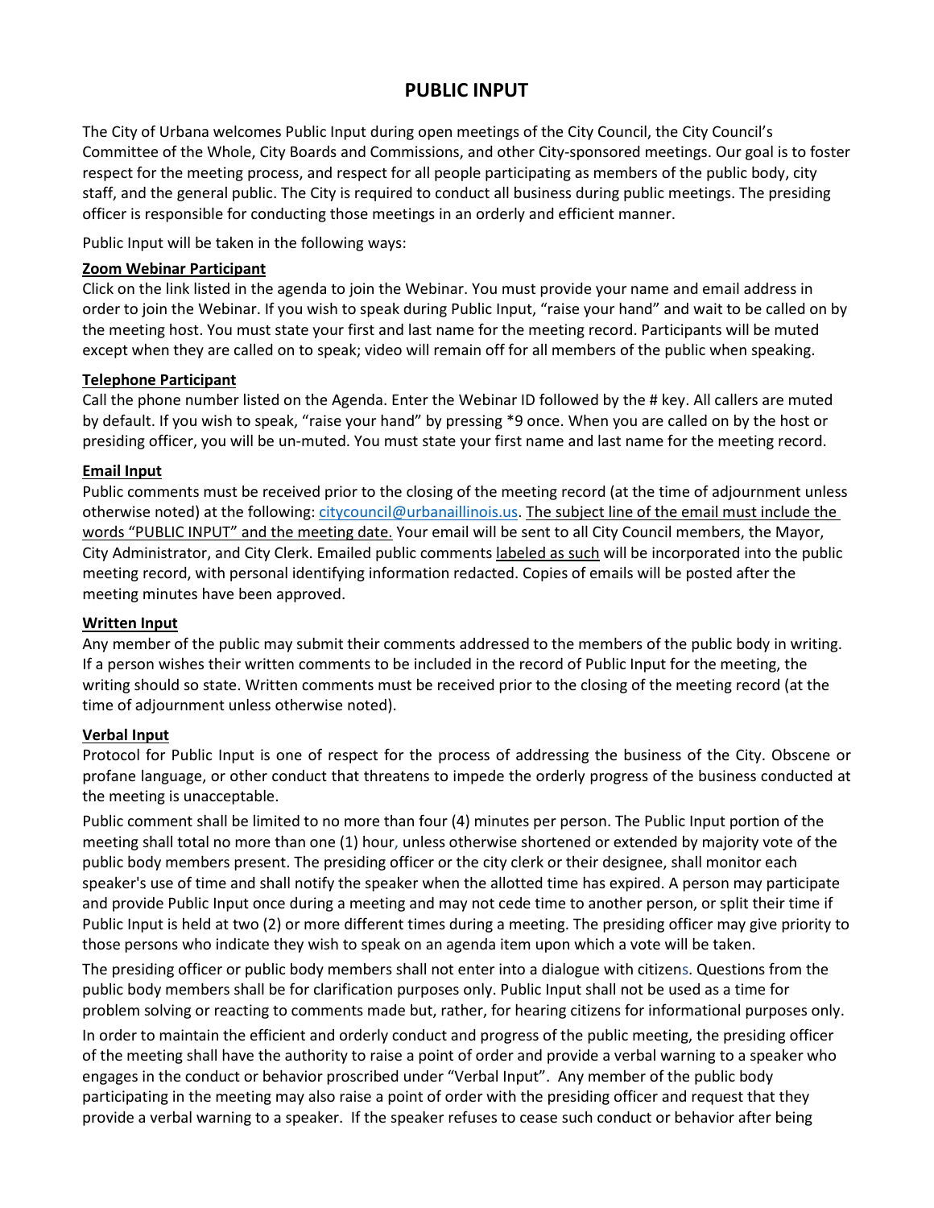# PUBLIC INPUT

The City of Urbana welcomes Public Input during open meetings of the City Council, the City Council's Committee of the Whole, City Boards and Commissions, and other City-sponsored meetings. Our goal is to foster respect for the meeting process, and respect for all people participating as members of the public body, city staff, and the general public. The City is required to conduct all business during public meetings. The presiding officer is responsible for conducting those meetings in an orderly and efficient manner.

Public Input will be taken in the following ways:

**Zoom Webinar Participant**

Click on the link listed in the agenda to join the Webinar. You must provide your name and email address in order to join the Webinar. If you wish to speak during Public Input, "raise your hand" and wait to be called on by the meeting host. You must state your first and last name for the meeting record. Participants will be muted except when they are called on to speak; video will remain off for all members of the public when speaking.

**Telephone Participant**

Call the phone number listed on the Agenda. Enter the Webinar ID followed by the # key. All callers are muted by default. If you wish to speak, "raise your hand" by pressing *9 once. When you are called on by the host or presiding officer, you will be un-muted. You must state your first name and last name for the meeting record.

**Email Input**

Public comments must be received prior to the closing of the meeting record (at the time of adjournment unless otherwise noted) at the following: citycouncil@urbanaillinois.us. The subject line of the email must include the words "PUBLIC INPUT" and the meeting date. Your email will be sent to all City Council members, the Mayor, City Administrator, and City Clerk. Emailed public comments labeled as such will be incorporated into the public meeting record, with personal identifying information redacted. Copies of emails will be posted after the meeting minutes have been approved.

**Written Input**

Any member of the public may submit their comments addressed to the members of the public body in writing. If a person wishes their written comments to be included in the record of Public Input for the meeting, the writing should so state. Written comments must be received prior to the closing of the meeting record (at the time of adjournment unless otherwise noted).

**Verbal Input**

Protocol for Public Input is one of respect for the process of addressing the business of the City. Obscene or profane language, or other conduct that threatens to impede the orderly progress of the business conducted at the meeting is unacceptable.

Public comment shall be limited to no more than four (4) minutes per person. The Public Input portion of the meeting shall total no more than one (1) hour, unless otherwise shortened or extended by majority vote of the public body members present. The presiding officer or the city clerk or their designee, shall monitor each speaker's use of time and shall notify the speaker when the allotted time has expired. A person may participate and provide Public Input once during a meeting and may not cede time to another person, or split their time if Public Input is held at two (2) or more different times during a meeting. The presiding officer may give priority to those persons who indicate they wish to speak on an agenda item upon which a vote will be taken.

The presiding officer or public body members shall not enter into a dialogue with citizens. Questions from the public body members shall be for clarification purposes only. Public Input shall not be used as a time for problem solving or reacting to comments made but, rather, for hearing citizens for informational purposes only.

In order to maintain the efficient and orderly conduct and progress of the public meeting, the presiding officer of the meeting shall have the authority to raise a point of order and provide a verbal warning to a speaker who engages in the conduct or behavior proscribed under "Verbal Input". Any member of the public body participating in the meeting may also raise a point of order with the presiding officer and request that they provide a verbal warning to a speaker. If the speaker refuses to cease such conduct or behavior after being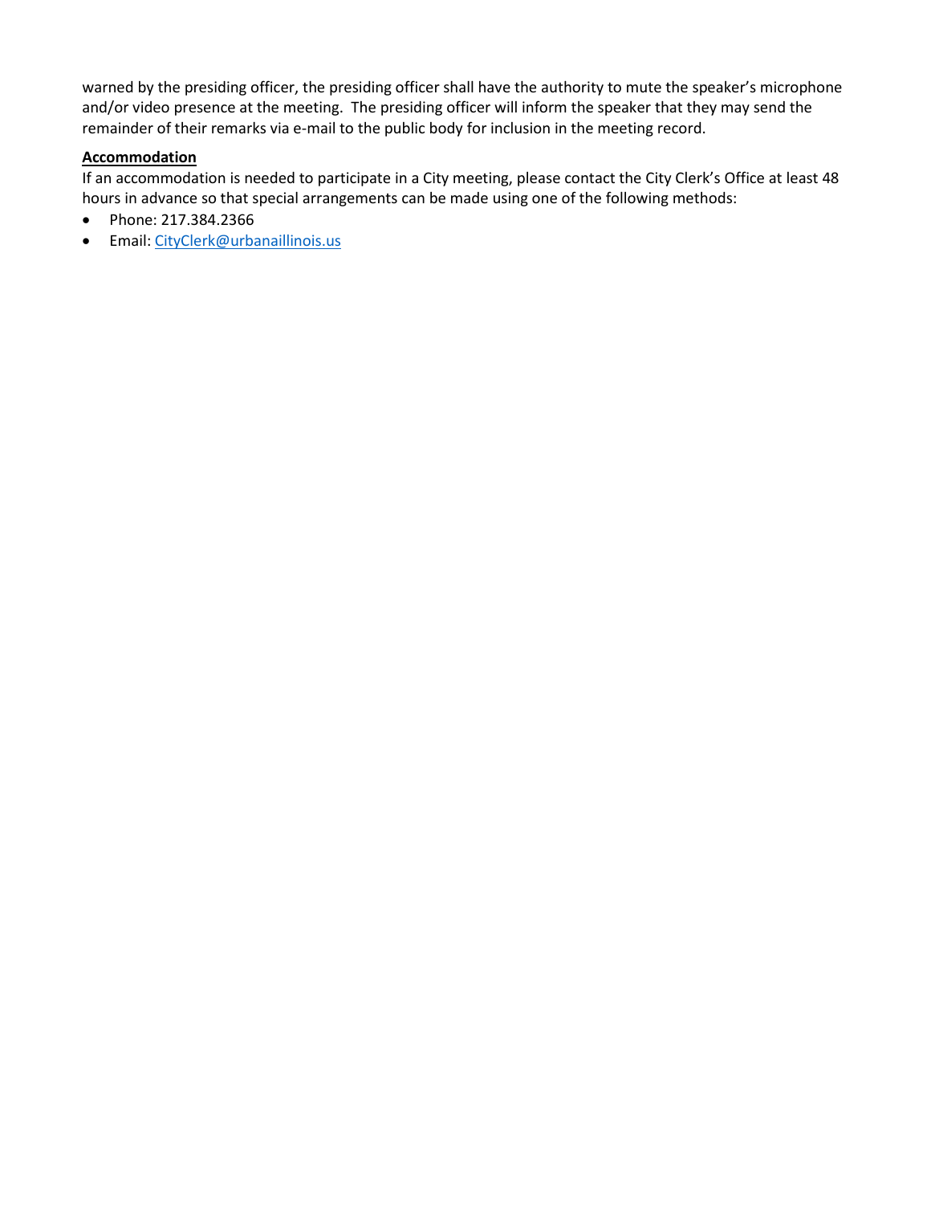warned by the presiding officer, the presiding officer shall have the authority to mute the speaker's microphone and/or video presence at the meeting. The presiding officer will inform the speaker that they may send the remainder of their remarks via e-mail to the public body for inclusion in the meeting record.

**Accommodation**

If an accommodation is needed to participate in a City meeting, please contact the City Clerk's Office at least 48 hours in advance so that special arrangements can be made using one of the following methods:

- Phone: 217.384.2366
- Email: CityClerk@urbanaillinois.us